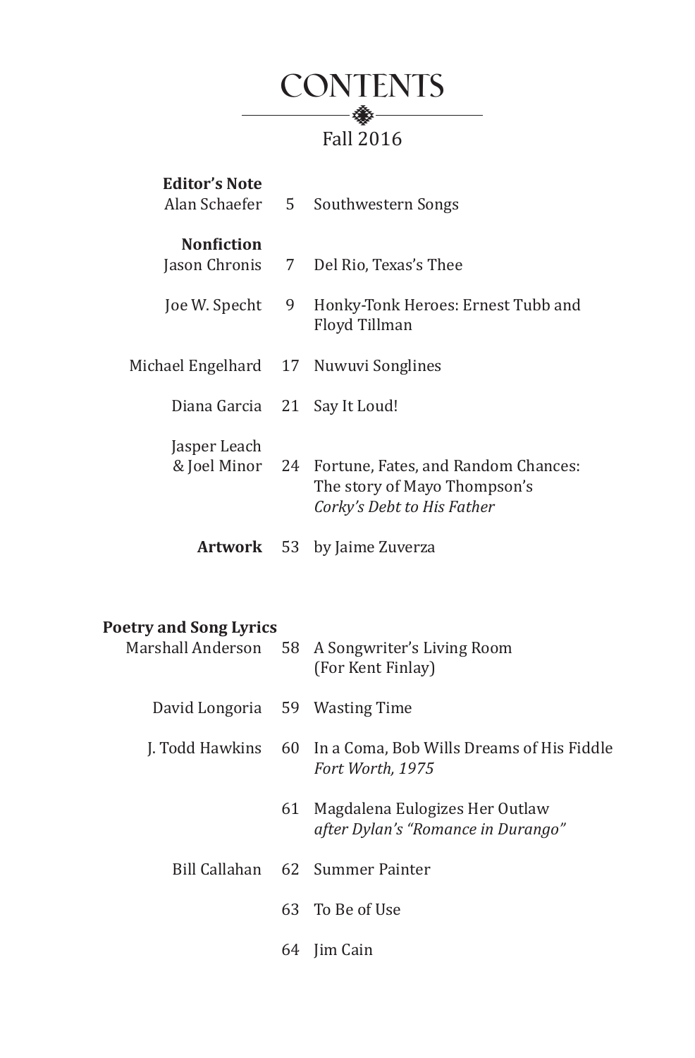# CONTENTS

Fall 2016

| | | |
|---|---|---|
| **Editor's Note** | | |
| Alan Schaefer | 5 | Southwestern Songs |
| **Nonfiction** | | |
| Jason Chronis | 7 | Del Rio, Texas's Thee |
| Joe W. Specht | 9 | Honky-Tonk Heroes: Ernest Tubb and Floyd Tillman |
| Michael Engelhard | 17 | Nuwuvi Songlines |
| Diana Garcia | 21 | Say It Loud! |
| Jasper Leach & Joel Minor | 24 | Fortune, Fates, and Random Chances: The story of Mayo Thompson's *Corky's Debt to His Father* |
| **Artwork** | 53 | by Jaime Zuverza |
| **Poetry and Song Lyrics** | | |
| Marshall Anderson | 58 | A Songwriter's Living Room (For Kent Finlay) |
| David Longoria | 59 | Wasting Time |
| J. Todd Hawkins | 60 | In a Coma, Bob Wills Dreams of His Fiddle *Fort Worth, 1975* |
| | 61 | Magdalena Eulogizes Her Outlaw *after Dylan's "Romance in Durango"* |
| Bill Callahan | 62 | Summer Painter |
| | 63 | To Be of Use |
| | 64 | Jim Cain |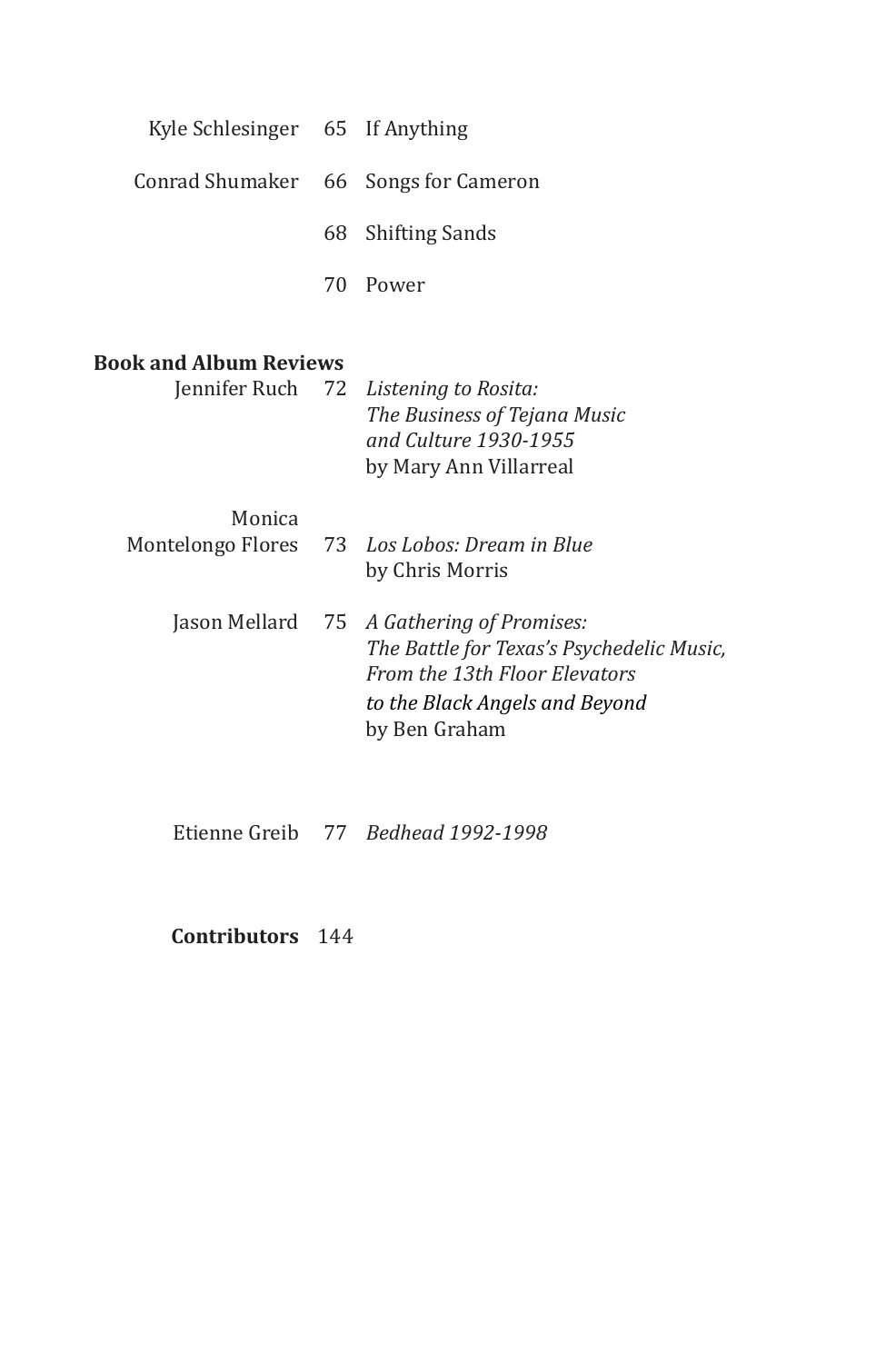Kyle Schlesinger 65 If Anything

Conrad Shumaker 66 Songs for Cameron

68 Shifting Sands

70 Power

**Book and Album Reviews**

Jennifer Ruch 72 *Listening to Rosita: The Business of Tejana Music and Culture 1930-1955* by Mary Ann Villarreal

Monica Montelongo Flores 73 *Los Lobos: Dream in Blue* by Chris Morris

Jason Mellard 75 *A Gathering of Promises: The Battle for Texas's Psychedelic Music, From the 13th Floor Elevators to the Black Angels and Beyond* by Ben Graham

Etienne Greib 77 *Bedhead 1992-1998*

**Contributors** 144